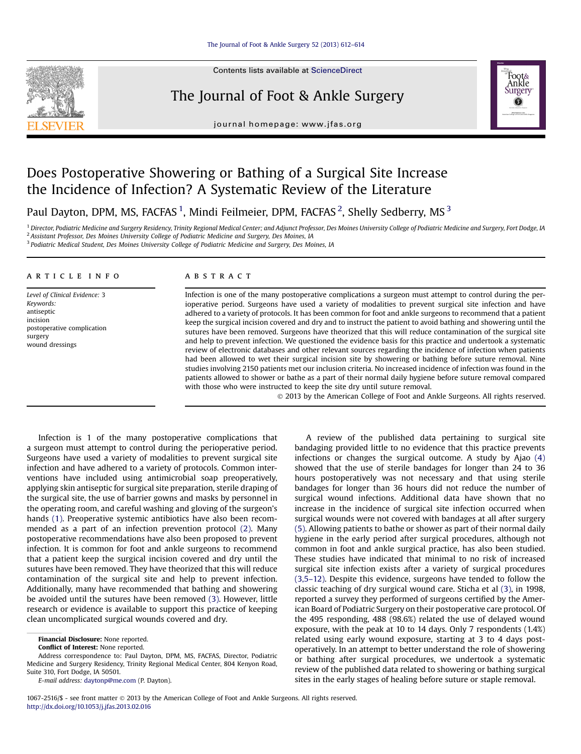# Does Postoperative Showering or Bathing of a Surgical Site Increase the Incidence of Infection? A Systematic Review of the Literature

Paul Dayton, DPM, MS, FACFAS [1], Mindi Feilmeier, DPM, FACFAS [2], Shelly Sedberry, MS [3]

[1] Director, Podiatric Medicine and Surgery Residency, Trinity Regional Medical Center; and Adjunct Professor, Des Moines University College of Podiatric Medicine and Surgery, Fort Dodge, IA
[2] Assistant Professor, Des Moines University College of Podiatric Medicine and Surgery, Des Moines, IA
[3] Podiatric Medical Student, Des Moines University College of Podiatric Medicine and Surgery, Des Moines, IA

## ARTICLE INFO

*Level of Clinical Evidence:* 3

*Keywords:*
antiseptic
incision
postoperative complication
surgery
wound dressings

## ABSTRACT

Infection is one of the many postoperative complications a surgeon must attempt to control during the perioperative period. Surgeons have used a variety of modalities to prevent surgical site infection and have adhered to a variety of protocols. It has been common for foot and ankle surgeons to recommend that a patient keep the surgical incision covered and dry and to instruct the patient to avoid bathing and showering until the sutures have been removed. Surgeons have theorized that this will reduce contamination of the surgical site and help to prevent infection. We questioned the evidence basis for this practice and undertook a systematic review of electronic databases and other relevant sources regarding the incidence of infection when patients had been allowed to wet their surgical incision site by showering or bathing before suture removal. Nine studies involving 2150 patients met our inclusion criteria. No increased incidence of infection was found in the patients allowed to shower or bathe as a part of their normal daily hygiene before suture removal compared with those who were instructed to keep the site dry until suture removal.

© 2013 by the American College of Foot and Ankle Surgeons. All rights reserved.

Infection is 1 of the many postoperative complications that a surgeon must attempt to control during the perioperative period. Surgeons have used a variety of modalities to prevent surgical site infection and have adhered to a variety of protocols. Common interventions have included using antimicrobial soap preoperatively, applying skin antiseptic for surgical site preparation, sterile draping of the surgical site, the use of barrier gowns and masks by personnel in the operating room, and careful washing and gloving of the surgeon's hands (1). Preoperative systemic antibiotics have also been recommended as a part of an infection prevention protocol (2). Many postoperative recommendations have also been proposed to prevent infection. It is common for foot and ankle surgeons to recommend that a patient keep the surgical incision covered and dry until the sutures have been removed. They have theorized that this will reduce contamination of the surgical site and help to prevent infection. Additionally, many have recommended that bathing and showering be avoided until the sutures have been removed (3). However, little research or evidence is available to support this practice of keeping clean uncomplicated surgical wounds covered and dry.

A review of the published data pertaining to surgical site bandaging provided little to no evidence that this practice prevents infections or changes the surgical outcome. A study by Ajao (4) showed that the use of sterile bandages for longer than 24 to 36 hours postoperatively was not necessary and that using sterile bandages for longer than 36 hours did not reduce the number of surgical wound infections. Additional data have shown that no increase in the incidence of surgical site infection occurred when surgical wounds were not covered with bandages at all after surgery (5). Allowing patients to bathe or shower as part of their normal daily hygiene in the early period after surgical procedures, although not common in foot and ankle surgical practice, has also been studied. These studies have indicated that minimal to no risk of increased surgical site infection exists after a variety of surgical procedures (3,5–12). Despite this evidence, surgeons have tended to follow the classic teaching of dry surgical wound care. Sticha et al (3), in 1998, reported a survey they performed of surgeons certified by the American Board of Podiatric Surgery on their postoperative care protocol. Of the 495 responding, 488 (98.6%) related the use of delayed wound exposure, with the peak at 10 to 14 days. Only 7 respondents (1.4%) related using early wound exposure, starting at 3 to 4 days postoperatively. In an attempt to better understand the role of showering or bathing after surgical procedures, we undertook a systematic review of the published data related to showering or bathing surgical sites in the early stages of healing before suture or staple removal.

**Financial Disclosure:** None reported.

**Conflict of Interest:** None reported.

Address correspondence to: Paul Dayton, DPM, MS, FACFAS, Director, Podiatric Medicine and Surgery Residency, Trinity Regional Medical Center, 804 Kenyon Road, Suite 310, Fort Dodge, IA 50501.

*E-mail address:* daytonp@me.com (P. Dayton).

1067-2516/$ - see front matter © 2013 by the American College of Foot and Ankle Surgeons. All rights reserved.
http://dx.doi.org/10.1053/j.jfas.2013.02.016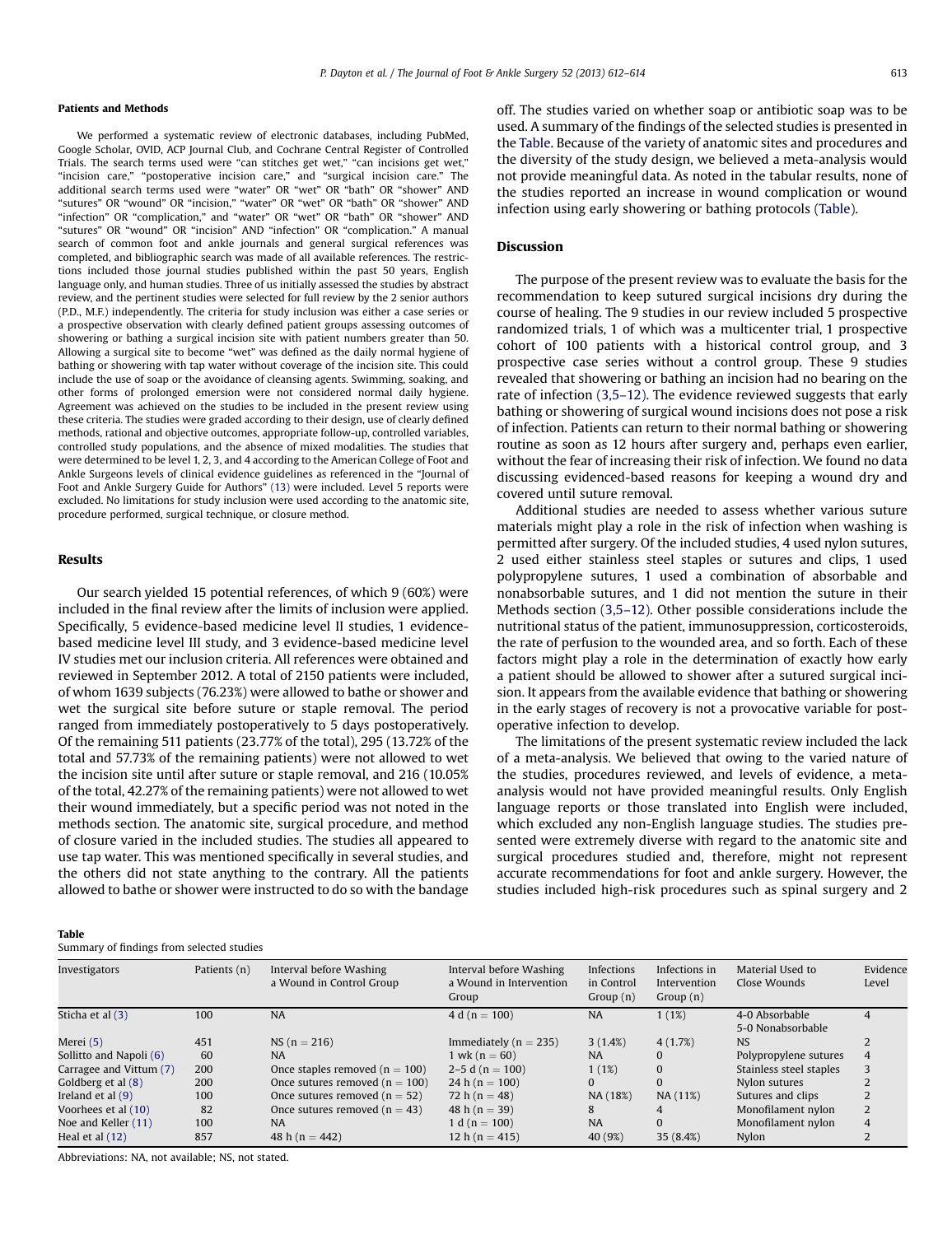### Patients and Methods

We performed a systematic review of electronic databases, including PubMed, Google Scholar, OVID, ACP Journal Club, and Cochrane Central Register of Controlled Trials. The search terms used were "can stitches get wet," "can incisions get wet," "incision care," "postoperative incision care," and "surgical incision care." The additional search terms used were "water" OR "wet" OR "bath" OR "shower" AND "sutures" OR "wound" OR "incision," "water" OR "wet" OR "bath" OR "shower" AND "infection" OR "complication," and "water" OR "wet" OR "bath" OR "shower" AND "sutures" OR "wound" OR "incision" AND "infection" OR "complication." A manual search of common foot and ankle journals and general surgical references was completed, and bibliographic search was made of all available references. The restrictions included those journal studies published within the past 50 years, English language only, and human studies. Three of us initially assessed the studies by abstract review, and the pertinent studies were selected for full review by the 2 senior authors (P.D., M.F.) independently. The criteria for study inclusion was either a case series or a prospective observation with clearly defined patient groups assessing outcomes of showering or bathing a surgical incision site with patient numbers greater than 50. Allowing a surgical site to become "wet" was defined as the daily normal hygiene of bathing or showering with tap water without coverage of the incision site. This could include the use of soap or the avoidance of cleansing agents. Swimming, soaking, and other forms of prolonged emersion were not considered normal daily hygiene. Agreement was achieved on the studies to be included in the present review using these criteria. The studies were graded according to their design, use of clearly defined methods, rational and objective outcomes, appropriate follow-up, controlled variables, controlled study populations, and the absence of mixed modalities. The studies that were determined to be level 1, 2, 3, and 4 according to the American College of Foot and Ankle Surgeons levels of clinical evidence guidelines as referenced in the "Journal of Foot and Ankle Surgery Guide for Authors" (13) were included. Level 5 reports were excluded. No limitations for study inclusion were used according to the anatomic site, procedure performed, surgical technique, or closure method.

## Results

Our search yielded 15 potential references, of which 9 (60%) were included in the final review after the limits of inclusion were applied. Specifically, 5 evidence-based medicine level II studies, 1 evidence-based medicine level III study, and 3 evidence-based medicine level IV studies met our inclusion criteria. All references were obtained and reviewed in September 2012. A total of 2150 patients were included, of whom 1639 subjects (76.23%) were allowed to bathe or shower and wet the surgical site before suture or staple removal. The period ranged from immediately postoperatively to 5 days postoperatively. Of the remaining 511 patients (23.77% of the total), 295 (13.72% of the total and 57.73% of the remaining patients) were not allowed to wet the incision site until after suture or staple removal, and 216 (10.05% of the total, 42.27% of the remaining patients) were not allowed to wet their wound immediately, but a specific period was not noted in the methods section. The anatomic site, surgical procedure, and method of closure varied in the included studies. The studies all appeared to use tap water. This was mentioned specifically in several studies, and the others did not state anything to the contrary. All the patients allowed to bathe or shower were instructed to do so with the bandage off. The studies varied on whether soap or antibiotic soap was to be used. A summary of the findings of the selected studies is presented in the Table. Because of the variety of anatomic sites and procedures and the diversity of the study design, we believed a meta-analysis would not provide meaningful data. As noted in the tabular results, none of the studies reported an increase in wound complication or wound infection using early showering or bathing protocols (Table).

## Discussion

The purpose of the present review was to evaluate the basis for the recommendation to keep sutured surgical incisions dry during the course of healing. The 9 studies in our review included 5 prospective randomized trials, 1 of which was a multicenter trial, 1 prospective cohort of 100 patients with a historical control group, and 3 prospective case series without a control group. These 9 studies revealed that showering or bathing an incision had no bearing on the rate of infection (3,5–12). The evidence reviewed suggests that early bathing or showering of surgical wound incisions does not pose a risk of infection. Patients can return to their normal bathing or showering routine as soon as 12 hours after surgery and, perhaps even earlier, without the fear of increasing their risk of infection. We found no data discussing evidenced-based reasons for keeping a wound dry and covered until suture removal.

Additional studies are needed to assess whether various suture materials might play a role in the risk of infection when washing is permitted after surgery. Of the included studies, 4 used nylon sutures, 2 used either stainless steel staples or sutures and clips, 1 used polypropylene sutures, 1 used a combination of absorbable and nonabsorbable sutures, and 1 did not mention the suture in their Methods section (3,5–12). Other possible considerations include the nutritional status of the patient, immunosuppression, corticosteroids, the rate of perfusion to the wounded area, and so forth. Each of these factors might play a role in the determination of exactly how early a patient should be allowed to shower after a sutured surgical incision. It appears from the available evidence that bathing or showering in the early stages of recovery is not a provocative variable for postoperative infection to develop.

The limitations of the present systematic review included the lack of a meta-analysis. We believed that owing to the varied nature of the studies, procedures reviewed, and levels of evidence, a meta-analysis would not have provided meaningful results. Only English language reports or those translated into English were included, which excluded any non-English language studies. The studies presented were extremely diverse with regard to the anatomic site and surgical procedures studied and, therefore, might not represent accurate recommendations for foot and ankle surgery. However, the studies included high-risk procedures such as spinal surgery and 2

**Table**
Summary of findings from selected studies

| Investigators | Patients (n) | Interval before Washing a Wound in Control Group | Interval before Washing a Wound in Intervention Group | Infections in Control Group (n) | Infections in Intervention Group (n) | Material Used to Close Wounds | Evidence Level |
|---|---|---|---|---|---|---|---|
| Sticha et al (3) | 100 | NA | 4 d (n = 100) | NA | 1 (1%) | 4-0 Absorbable 5-0 Nonabsorbable | 4 |
| Merei (5) | 451 | NS (n = 216) | Immediately (n = 235) | 3 (1.4%) | 4 (1.7%) | NS | 2 |
| Sollitto and Napoli (6) | 60 | NA | 1 wk (n = 60) | NA | 0 | Polypropylene sutures | 4 |
| Carragee and Vittum (7) | 200 | Once staples removed (n = 100) | 2–5 d (n = 100) | 1 (1%) | 0 | Stainless steel staples | 3 |
| Goldberg et al (8) | 200 | Once sutures removed (n = 100) | 24 h (n = 100) | 0 | 0 | Nylon sutures | 2 |
| Ireland et al (9) | 100 | Once sutures removed (n = 52) | 72 h (n = 48) | NA (18%) | NA (11%) | Sutures and clips | 2 |
| Voorhees et al (10) | 82 | Once sutures removed (n = 43) | 48 h (n = 39) | 8 | 4 | Monofilament nylon | 2 |
| Noe and Keller (11) | 100 | NA | 1 d (n = 100) | NA | 0 | Monofilament nylon | 4 |
| Heal et al (12) | 857 | 48 h (n = 442) | 12 h (n = 415) | 40 (9%) | 35 (8.4%) | Nylon | 2 |

Abbreviations: NA, not available; NS, not stated.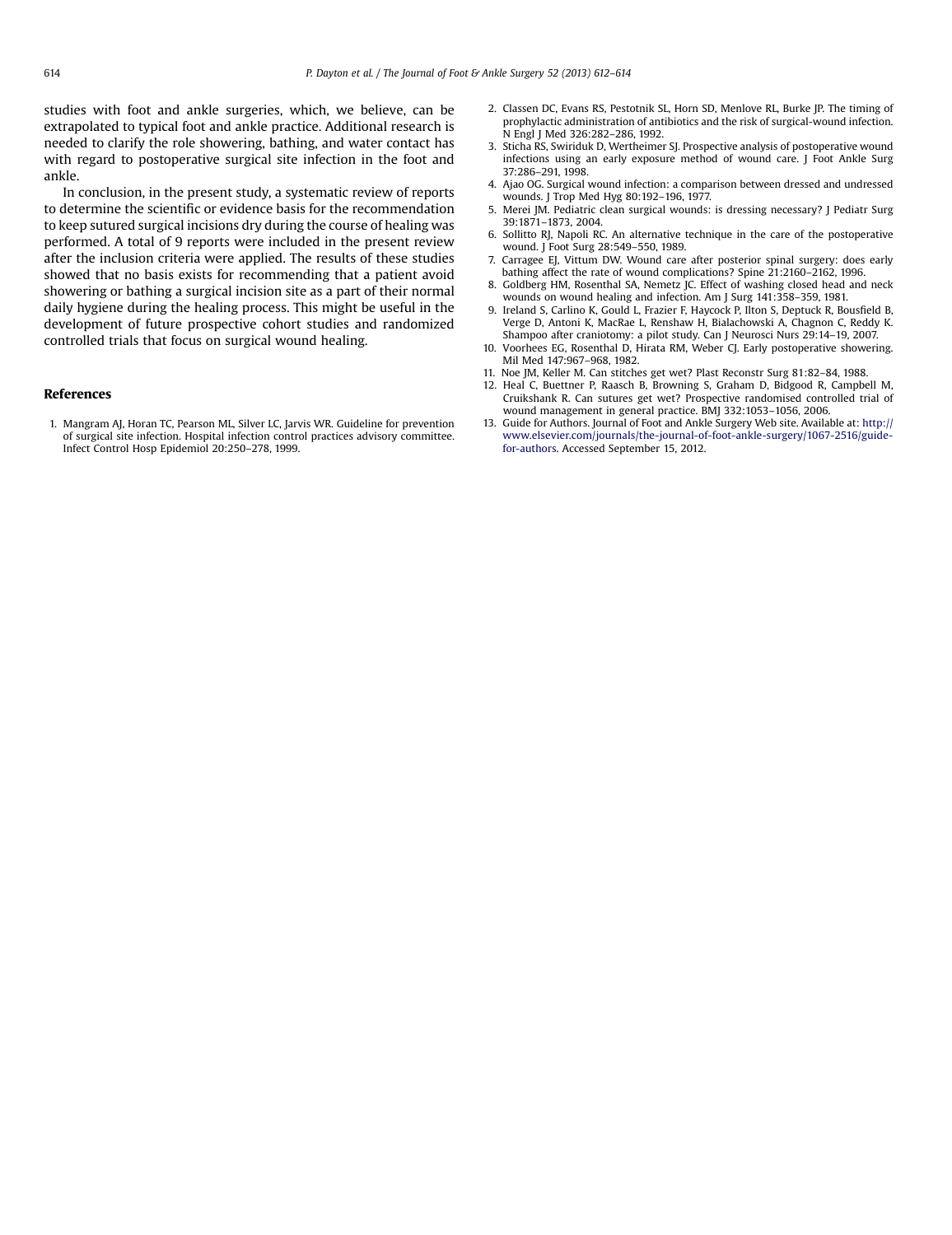studies with foot and ankle surgeries, which, we believe, can be extrapolated to typical foot and ankle practice. Additional research is needed to clarify the role showering, bathing, and water contact has with regard to postoperative surgical site infection in the foot and ankle.

In conclusion, in the present study, a systematic review of reports to determine the scientific or evidence basis for the recommendation to keep sutured surgical incisions dry during the course of healing was performed. A total of 9 reports were included in the present review after the inclusion criteria were applied. The results of these studies showed that no basis exists for recommending that a patient avoid showering or bathing a surgical incision site as a part of their normal daily hygiene during the healing process. This might be useful in the development of future prospective cohort studies and randomized controlled trials that focus on surgical wound healing.

## References

1. Mangram AJ, Horan TC, Pearson ML, Silver LC, Jarvis WR. Guideline for prevention of surgical site infection. Hospital infection control practices advisory committee. Infect Control Hosp Epidemiol 20:250–278, 1999.
2. Classen DC, Evans RS, Pestotnik SL, Horn SD, Menlove RL, Burke JP. The timing of prophylactic administration of antibiotics and the risk of surgical-wound infection. N Engl J Med 326:282–286, 1992.
3. Sticha RS, Swiriduk D, Wertheimer SJ. Prospective analysis of postoperative wound infections using an early exposure method of wound care. J Foot Ankle Surg 37:286–291, 1998.
4. Ajao OG. Surgical wound infection: a comparison between dressed and undressed wounds. J Trop Med Hyg 80:192–196, 1977.
5. Merei JM. Pediatric clean surgical wounds: is dressing necessary? J Pediatr Surg 39:1871–1873, 2004.
6. Sollitto RJ, Napoli RC. An alternative technique in the care of the postoperative wound. J Foot Surg 28:549–550, 1989.
7. Carragee EJ, Vittum DW. Wound care after posterior spinal surgery: does early bathing affect the rate of wound complications? Spine 21:2160–2162, 1996.
8. Goldberg HM, Rosenthal SA, Nemetz JC. Effect of washing closed head and neck wounds on wound healing and infection. Am J Surg 141:358–359, 1981.
9. Ireland S, Carlino K, Gould L, Frazier F, Haycock P, Ilton S, Deptuck R, Bousfield B, Verge D, Antoni K, MacRae L, Renshaw H, Bialachowski A, Chagnon C, Reddy K. Shampoo after craniotomy: a pilot study. Can J Neurosci Nurs 29:14–19, 2007.
10. Voorhees EG, Rosenthal D, Hirata RM, Weber CJ. Early postoperative showering. Mil Med 147:967–968, 1982.
11. Noe JM, Keller M. Can stitches get wet? Plast Reconstr Surg 81:82–84, 1988.
12. Heal C, Buettner P, Raasch B, Browning S, Graham D, Bidgood R, Campbell M, Cruikshank R. Can sutures get wet? Prospective randomised controlled trial of wound management in general practice. BMJ 332:1053–1056, 2006.
13. Guide for Authors. Journal of Foot and Ankle Surgery Web site. Available at: http://www.elsevier.com/journals/the-journal-of-foot-ankle-surgery/1067-2516/guide-for-authors. Accessed September 15, 2012.